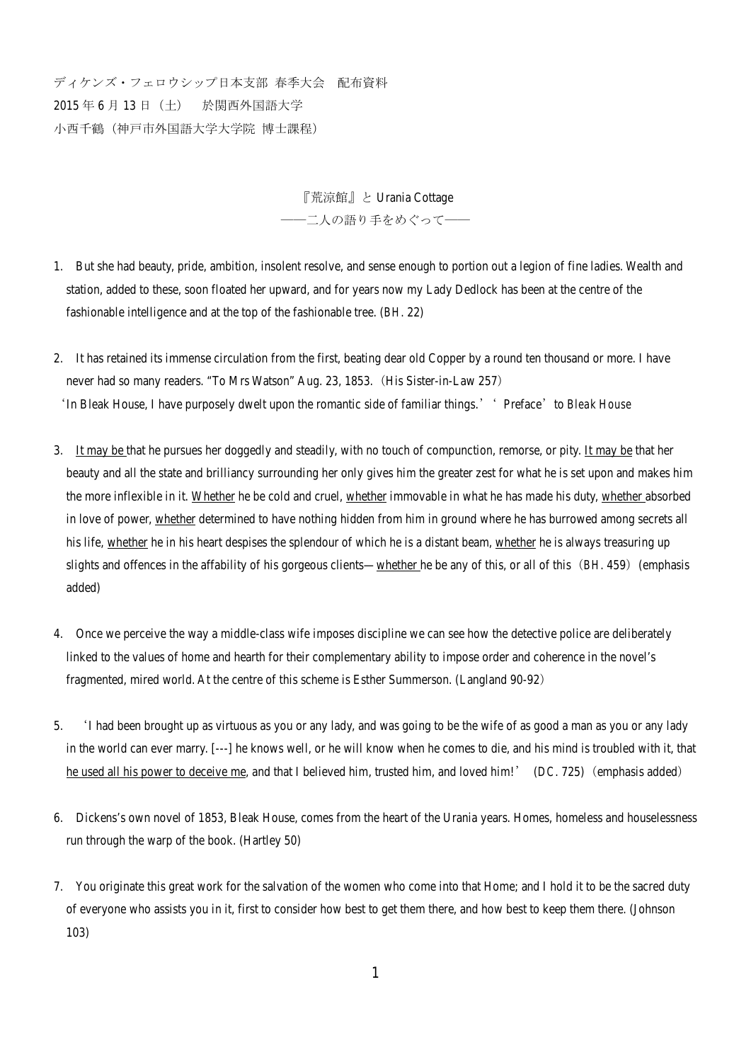ディケンズ・フェロウシップ日本支部 春季大会　配布資料
2015 年 6 月 13 日（土）　於関西外国語大学
小西千鶴（神戸市外国語大学大学院 博士課程）

# 『荒涼館』と Urania Cottage
## ――二人の語り手をめぐって――

1. But she had beauty, pride, ambition, insolent resolve, and sense enough to portion out a legion of fine ladies. Wealth and station, added to these, soon floated her upward, and for years now my Lady Dedlock has been at the centre of the fashionable intelligence and at the top of the fashionable tree. (*BH*. 22)

2. It has retained its immense circulation from the first, beating dear old Copper by a round ten thousand or more. I have never had so many readers. "To Mrs Watson" Aug. 23, 1853.（His Sister-in-Law 257）
'In Bleak House, I have purposely dwelt upon the romantic side of familiar things.'　'Preface' to *Bleak House*

3. It may be that he pursues her doggedly and steadily, with no touch of compunction, remorse, or pity. It may be that her beauty and all the state and brilliancy surrounding her only gives him the greater zest for what he is set upon and makes him the more inflexible in it. Whether he be cold and cruel, whether immovable in what he has made his duty, whether absorbed in love of power, whether determined to have nothing hidden from him in ground where he has burrowed among secrets all his life, whether he in his heart despises the splendour of which he is a distant beam, whether he is always treasuring up slights and offences in the affability of his gorgeous clients—whether he be any of this, or all of this（*BH*. 459）(emphasis added)

4. Once we perceive the way a middle-class wife imposes discipline we can see how the detective police are deliberately linked to the values of home and hearth for their complementary ability to impose order and coherence in the novel's fragmented, mired world. At the centre of this scheme is Esther Summerson. (Langland 90-92）

5. 'I had been brought up as virtuous as you or any lady, and was going to be the wife of as good a man as you or any lady in the world can ever marry. [---] he knows well, or he will know when he comes to die, and his mind is troubled with it, that he used all his power to deceive me, and that I believed him, trusted him, and loved him!'　(*DC*. 725)（emphasis added）

6. Dickens's own novel of 1853, Bleak House, comes from the heart of the Urania years. Homes, homeless and houselessness run through the warp of the book. (Hartley 50)

7. You originate this great work for the salvation of the women who come into that Home; and I hold it to be the sacred duty of everyone who assists you in it, first to consider how best to get them there, and how best to keep them there. (Johnson 103)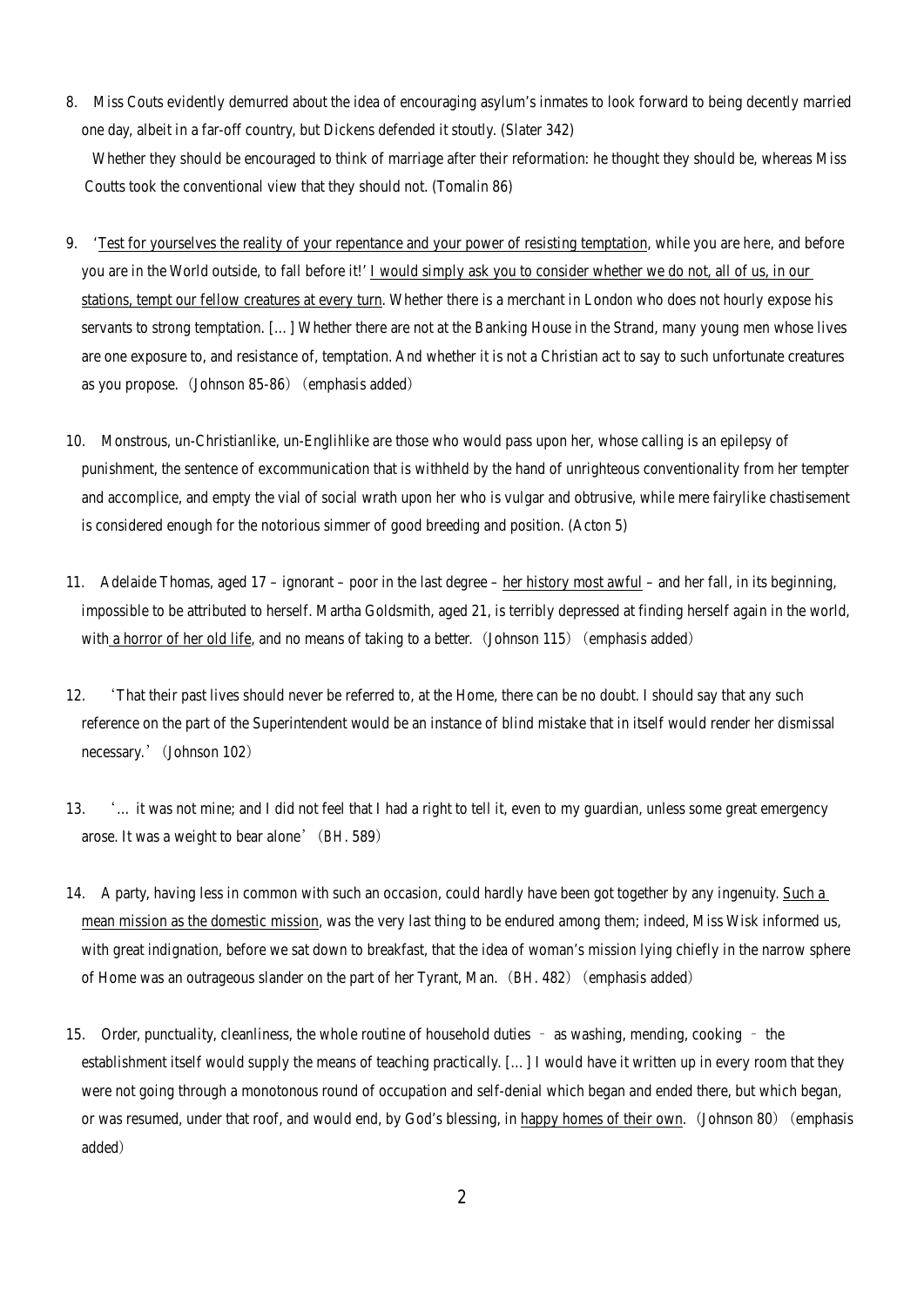8. Miss Couts evidently demurred about the idea of encouraging asylum's inmates to look forward to being decently married one day, albeit in a far-off country, but Dickens defended it stoutly. (Slater 342)

   Whether they should be encouraged to think of marriage after their reformation: he thought they should be, whereas Miss Coutts took the conventional view that they should not. (Tomalin 86)

9. '<u>Test for yourselves the reality of your repentance and your power of resisting temptation</u>, while you are *here*, and before you are in the World outside, to fall before it!' <u>I would simply ask you to consider whether we do not, all of us, in our stations, tempt our fellow creatures at every turn</u>. Whether there is a merchant in London who does not hourly expose his servants to strong temptation. [...] Whether there are not at the Banking House in the Strand, many young men whose lives are one exposure to, and resistance of, temptation. And whether it is not a Christian act to say to such unfortunate creatures as you propose. (Johnson 85-86) (emphasis added)

10. Monstrous, un-Christianlike, un-Englihlike are those who would pass upon her, whose calling is an epilepsy of punishment, the sentence of excommunication that is withheld by the hand of unrighteous conventionality from her tempter and accomplice, and empty the vial of social wrath upon her who is vulgar and obtrusive, while mere fairylike chastisement is considered enough for the notorious simmer of good breeding and position. (Acton 5)

11. Adelaide Thomas, aged 17 – ignorant – poor in the last degree – <u>her history most awful</u> – and her fall, in its beginning, impossible to be attributed to herself. Martha Goldsmith, aged 21, is terribly depressed at finding herself again in the world, with <u>a horror of her old life</u>, and no means of taking to a better. (Johnson 115) (emphasis added)

12. 'That their past lives should never be referred to, at the Home, there can be no doubt. I should say that any such reference on the part of the Superintendent would be an instance of blind mistake that in itself would render her dismissal necessary.' (Johnson 102)

13. '... it was not mine; and I did not feel that I had a right to tell it, even to my guardian, unless some great emergency arose. It was a weight to bear alone' (*BH*. 589)

14. A party, having less in common with such an occasion, could hardly have been got together by any ingenuity. <u>Such a mean mission as the domestic mission</u>, was the very last thing to be endured among them; indeed, Miss Wisk informed us, with great indignation, before we sat down to breakfast, that the idea of woman's mission lying chiefly in the narrow sphere of Home was an outrageous slander on the part of her Tyrant, Man. (*BH*. 482) (emphasis added)

15. Order, punctuality, cleanliness, the whole routine of household duties – as washing, mending, cooking – the establishment itself would supply the means of teaching practically. [...] I would have it written up in every room that they were not going through a monotonous round of occupation and self-denial which began and ended there, but which began, or was resumed, under that roof, and would end, by God's blessing, in <u>happy homes of their own</u>. (Johnson 80) (emphasis added)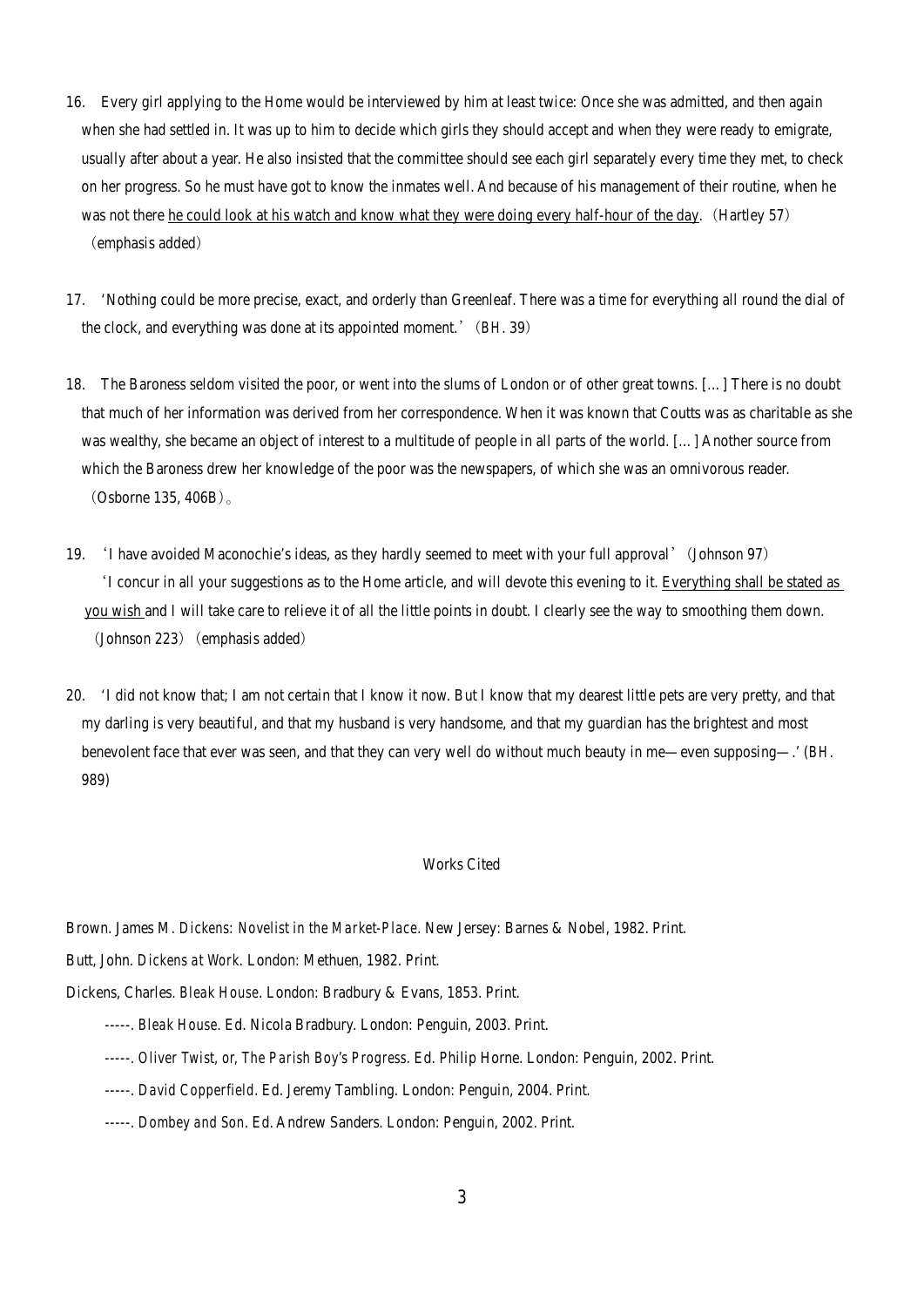16. Every girl applying to the Home would be interviewed by him at least twice: Once she was admitted, and then again when she had settled in. It was up to him to decide which girls they should accept and when they were ready to emigrate, usually after about a year. He also insisted that the committee should see each girl separately every time they met, to check on her progress. So he must have got to know the inmates well. And because of his management of their routine, when he was not there <u>he could look at his watch and know what they were doing every half-hour of the day</u>. （Hartley 57） （emphasis added）

17. 'Nothing could be more precise, exact, and orderly than Greenleaf. There was a time for everything all round the dial of the clock, and everything was done at its appointed moment.' （*BH*. 39）

18. The Baroness seldom visited the poor, or went into the slums of London or of other great towns. [...] There is no doubt that much of her information was derived from her correspondence. When it was known that Coutts was as charitable as she was wealthy, she became an object of interest to a multitude of people in all parts of the world. [...] Another source from which the Baroness drew her knowledge of the poor was the newspapers, of which she was an omnivorous reader. （Osborne 135, 406B）。

19. 'I have avoided Maconochie's ideas, as they hardly seemed to meet with your full approval' （Johnson 97）
'I concur in all your suggestions as to the Home article, and will devote this evening to it. <u>Everything shall be stated as you wish</u> and I will take care to relieve it of all the little points in doubt. I clearly see the way to smoothing them down. （Johnson 223） （emphasis added）

20. 'I did not know that; I am not certain that I know it now. But I know that my dearest little pets are very pretty, and that my darling is very beautiful, and that my husband is very handsome, and that my guardian has the brightest and most benevolent face that ever was seen, and that they can very well do without much beauty in me—even supposing—.' (*BH*. 989)

## Works Cited

Brown. James M. *Dickens: Novelist in the Market-Place*. New Jersey: Barnes & Nobel, 1982. Print.

Butt, John. *Dickens at Work*. London: Methuen, 1982. Print.

Dickens, Charles. *Bleak House*. London: Bradbury & Evans, 1853. Print.

-----. *Bleak House*. Ed. Nicola Bradbury. London: Penguin, 2003. Print.

-----. *Oliver Twist, or, The Parish Boy's Progress*. Ed. Philip Horne. London: Penguin, 2002. Print.

-----. *David Copperfield*. Ed. Jeremy Tambling. London: Penguin, 2004. Print.

-----. *Dombey and Son*. Ed. Andrew Sanders. London: Penguin, 2002. Print.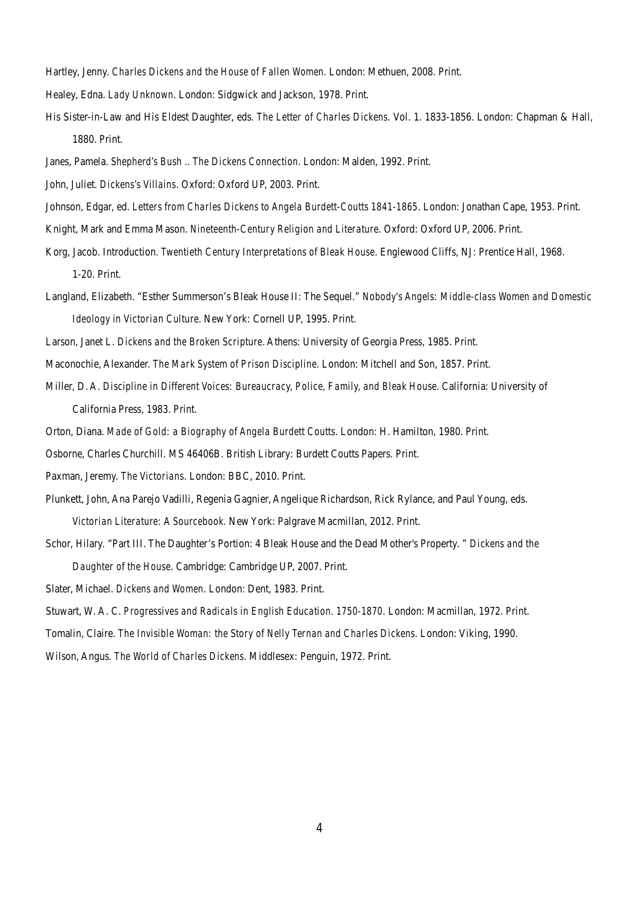Hartley, Jenny. *Charles Dickens and the House of Fallen Women.* London: Methuen, 2008. Print.

Healey, Edna. *Lady Unknown*. London: Sidgwick and Jackson, 1978. Print.

His Sister-in-Law and His Eldest Daughter, eds. *The Letter of Charles Dickens*. Vol. 1. 1833-1856. London: Chapman & Hall, 1880. Print.

Janes, Pamela. *Shepherd's Bush .. The Dickens Connection.* London: Malden, 1992. Print.

John, Juliet. *Dickens's Villains.* Oxford: Oxford UP, 2003. Print.

Johnson, Edgar, ed. *Letters from Charles Dickens to Angela Burdett-Coutts 1841-1865*. London: Jonathan Cape, 1953. Print.

Knight, Mark and Emma Mason. *Nineteenth-Century Religion and Literature.* Oxford: Oxford UP, 2006. Print.

Korg, Jacob. Introduction. *Twentieth Century Interpretations of Bleak House*. Englewood Cliffs, NJ: Prentice Hall, 1968. 1-20. Print.

Langland, Elizabeth. "Esther Summerson's Bleak House II: The Sequel." *Nobody's Angels: Middle-class Women and Domestic Ideology in Victorian Culture*. New York: Cornell UP, 1995. Print.

Larson, Janet L. *Dickens and the Broken Scripture*. Athens: University of Georgia Press, 1985. Print.

Maconochie, Alexander. *The Mark System of Prison Discipline*. London: Mitchell and Son, 1857. Print.

Miller, D. A. *Discipline in Different Voices: Bureaucracy, Police, Family, and Bleak House.* California: University of California Press, 1983. Print.

Orton, Diana. *Made of Gold: a Biography of Angela Burdett Coutts*. London: H. Hamilton, 1980. Print.

Osborne, Charles Churchill. MS 46406B. British Library: Burdett Coutts Papers. Print.

Paxman, Jeremy. *The Victorians*. London: BBC, 2010. Print.

Plunkett, John, Ana Parejo Vadilli, Regenia Gagnier, Angelique Richardson, Rick Rylance, and Paul Young, eds. *Victorian Literature: A Sourcebook.* New York: Palgrave Macmillan, 2012. Print.

Schor, Hilary. "Part III. The Daughter's Portion: 4 Bleak House and the Dead Mother's Property. " *Dickens and the Daughter of the House*. Cambridge: Cambridge UP, 2007. Print.

Slater, Michael. *Dickens and Women*. London: Dent, 1983. Print.

Stuwart, W. A. C. *Progressives and Radicals in English Education. 1750-1870.* London: Macmillan, 1972. Print.

Tomalin, Claire. *The Invisible Woman: the Story of Nelly Ternan and Charles Dickens*. London: Viking, 1990.

Wilson, Angus. *The World of Charles Dickens.* Middlesex: Penguin, 1972. Print.